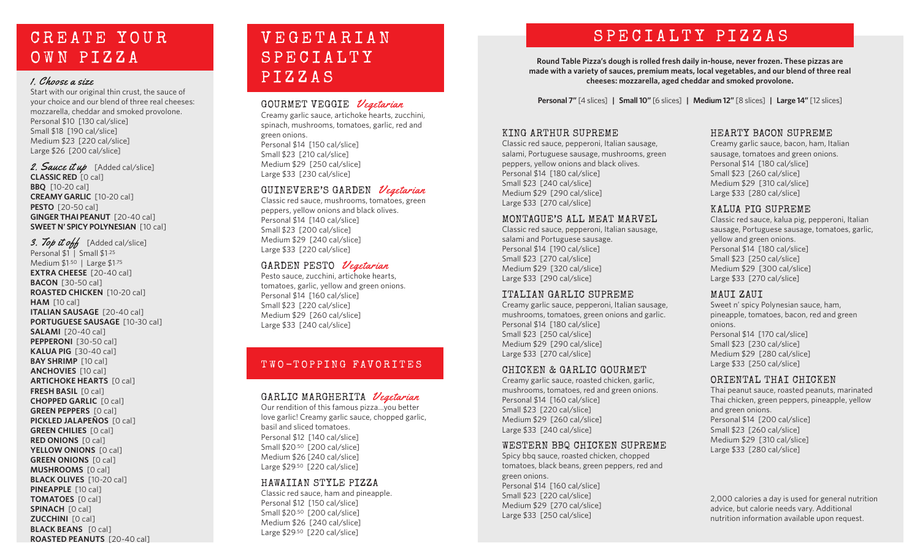# CREATE YOUR OWN PIZZA

### *1. Choose a size*

Start with our original thin crust, the sauce of your choice and our blend of three real cheeses: mozzarella, cheddar and smoked provolone.

Personal $10 [130 cal/slice]
Small $18 [190 cal/slice]
Medium $23 [220 cal/slice]
Large $26 [200 cal/slice]

### *2. Sauce it up* [Added cal/slice]

**CLASSIC RED** [0 cal]
**BBQ** [10-20 cal]
**CREAMY GARLIC** [10-20 cal]
**PESTO** [20-50 cal]
**GINGER THAI PEANUT** [20-40 cal]
**SWEET N' SPICY POLYNESIAN** [10 cal]

### *3. Top it off* [Added cal/slice]

Personal $1 | Small $1.25
Medium $1.50 | Large $1.75

**EXTRA CHEESE** [20-40 cal]
**BACON** [30-50 cal]
**ROASTED CHICKEN** [10-20 cal]
**HAM** [10 cal]
**ITALIAN SAUSAGE** [20-40 cal]
**PORTUGUESE SAUSAGE** [10-30 cal]
**SALAMI** [20-40 cal]
**PEPPERONI** [30-50 cal]
**KALUA PIG** [30-40 cal]
**BAY SHRIMP** [10 cal]
**ANCHOVIES** [10 cal]
**ARTICHOKE HEARTS** [0 cal]
**FRESH BASIL** [0 cal]
**CHOPPED GARLIC** [0 cal]
**GREEN PEPPERS** [0 cal]
**PICKLED JALAPEÑOS** [0 cal]
**GREEN CHILIES** [0 cal]
**RED ONIONS** [0 cal]
**YELLOW ONIONS** [0 cal]
**GREEN ONIONS** [0 cal]
**MUSHROOMS** [0 cal]
**BLACK OLIVES** [10-20 cal]
**PINEAPPLE** [10 cal]
**TOMATOES** [0 cal]
**SPINACH** [0 cal]
**ZUCCHINI** [0 cal]
**BLACK BEANS** [0 cal]
**ROASTED PEANUTS** [20-40 cal]

# VEGETARIAN SPECIALTY PIZZAS

### GOURMET VEGGIE *Vegetarian*

Creamy garlic sauce, artichoke hearts, zucchini, spinach, mushrooms, tomatoes, garlic, red and green onions.

Personal $14 [150 cal/slice]
Small $23 [210 cal/slice]
Medium $29 [250 cal/slice]
Large $33 [230 cal/slice]

### GUINEVERE'S GARDEN *Vegetarian*

Classic red sauce, mushrooms, tomatoes, green peppers, yellow onions and black olives.

Personal $14 [140 cal/slice]
Small $23 [200 cal/slice]
Medium $29 [240 cal/slice]
Large $33 [220 cal/slice]

### GARDEN PESTO *Vegetarian*

Pesto sauce, zucchini, artichoke hearts, tomatoes, garlic, yellow and green onions.

Personal $14 [160 cal/slice]
Small $23 [220 cal/slice]
Medium $29 [260 cal/slice]
Large $33 [240 cal/slice]

# TWO-TOPPING FAVORITES

### GARLIC MARGHERITA *Vegetarian*

Our rendition of this famous pizza...you better love garlic! Creamy garlic sauce, chopped garlic, basil and sliced tomatoes.

Personal $12 [140 cal/slice]
Small $20.50 [200 cal/slice]
Medium $26 [240 cal/slice]
Large $29.50 [220 cal/slice]

### HAWAIIAN STYLE PIZZA

Classic red sauce, ham and pineapple.

Personal $12 [150 cal/slice]
Small $20.50 [200 cal/slice]
Medium $26 [240 cal/slice]
Large $29.50 [220 cal/slice]

# SPECIALTY PIZZAS

**Round Table Pizza's dough is rolled fresh daily in-house, never frozen. These pizzas are made with a variety of sauces, premium meats, local vegetables, and our blend of three real cheeses: mozzarella, aged cheddar and smoked provolone.**

**Personal 7"** [4 slices] | **Small 10"** [6 slices] | **Medium 12"** [8 slices] | **Large 14"** [12 slices]

### KING ARTHUR SUPREME

Classic red sauce, pepperoni, Italian sausage, salami, Portuguese sausage, mushrooms, green peppers, yellow onions and black olives.

Personal $14 [180 cal/slice]
Small $23 [240 cal/slice]
Medium $29 [290 cal/slice]
Large $33 [270 cal/slice]

### MONTAGUE'S ALL MEAT MARVEL

Classic red sauce, pepperoni, Italian sausage, salami and Portuguese sausage.

Personal $14 [190 cal/slice]
Small $23 [270 cal/slice]
Medium $29 [320 cal/slice]
Large $33 [290 cal/slice]

### ITALIAN GARLIC SUPREME

Creamy garlic sauce, pepperoni, Italian sausage, mushrooms, tomatoes, green onions and garlic.

Personal $14 [180 cal/slice]
Small $23 [250 cal/slice]
Medium $29 [290 cal/slice]
Large $33 [270 cal/slice]

### CHICKEN & GARLIC GOURMET

Creamy garlic sauce, roasted chicken, garlic, mushrooms, tomatoes, red and green onions.

Personal $14 [160 cal/slice]
Small $23 [220 cal/slice]
Medium $29 [260 cal/slice]
Large $33 [240 cal/slice]

### WESTERN BBQ CHICKEN SUPREME

Spicy bbq sauce, roasted chicken, chopped tomatoes, black beans, green peppers, red and green onions.

Personal $14 [160 cal/slice]
Small $23 [220 cal/slice]
Medium $29 [270 cal/slice]
Large $33 [250 cal/slice]

### HEARTY BACON SUPREME

Creamy garlic sauce, bacon, ham, Italian sausage, tomatoes and green onions.

Personal $14 [180 cal/slice]
Small $23 [260 cal/slice]
Medium $29 [310 cal/slice]
Large $33 [280 cal/slice]

### KALUA PIG SUPREME

Classic red sauce, kalua pig, pepperoni, Italian sausage, Portuguese sausage, tomatoes, garlic, yellow and green onions.

Personal $14 [180 cal/slice]
Small $23 [250 cal/slice]
Medium $29 [300 cal/slice]
Large $33 [270 cal/slice]

### MAUI ZAUI

Sweet n' spicy Polynesian sauce, ham, pineapple, tomatoes, bacon, red and green onions.

Personal $14 [170 cal/slice]
Small $23 [230 cal/slice]
Medium $29 [280 cal/slice]
Large $33 [250 cal/slice]

### ORIENTAL THAI CHICKEN

Thai peanut sauce, roasted peanuts, marinated Thai chicken, green peppers, pineapple, yellow and green onions.

Personal $14 [200 cal/slice]
Small $23 [260 cal/slice]
Medium $29 [310 cal/slice]
Large $33 [280 cal/slice]

2,000 calories a day is used for general nutrition advice, but calorie needs vary. Additional nutrition information available upon request.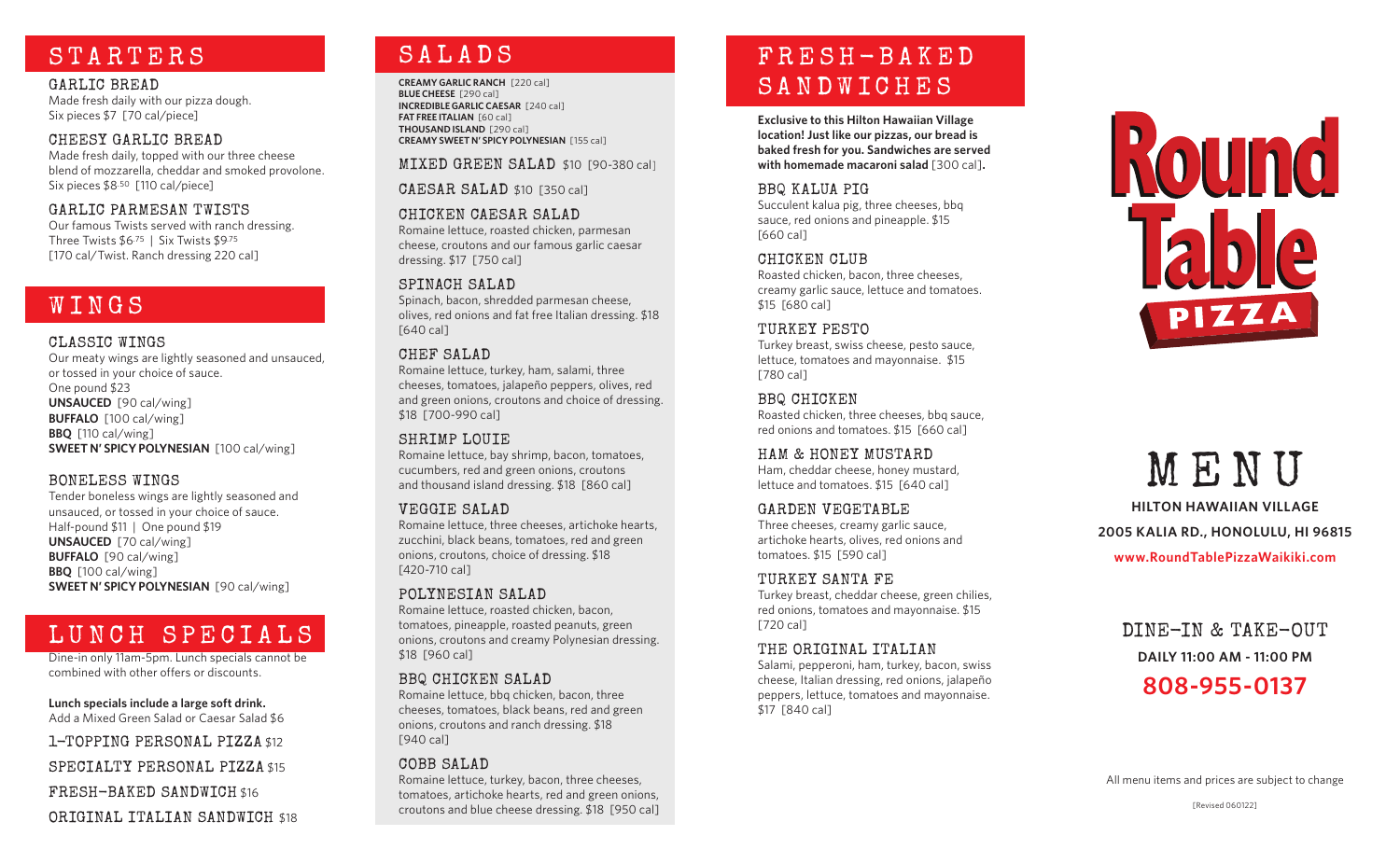## STARTERS

### GARLIC BREAD
Made fresh daily with our pizza dough.
Six pieces $7 [70 cal/piece]

### CHEESY GARLIC BREAD
Made fresh daily, topped with our three cheese blend of mozzarella, cheddar and smoked provolone.
Six pieces $8.50 [110 cal/piece]

### GARLIC PARMESAN TWISTS
Our famous Twists served with ranch dressing.
Three Twists $6.75 | Six Twists $9.75
[170 cal/Twist. Ranch dressing 220 cal]

## WINGS

### CLASSIC WINGS
Our meaty wings are lightly seasoned and unsauced, or tossed in your choice of sauce.
One pound $23
**UNSAUCED** [90 cal/wing]
**BUFFALO** [100 cal/wing]
**BBQ** [110 cal/wing]
**SWEET N' SPICY POLYNESIAN** [100 cal/wing]

### BONELESS WINGS
Tender boneless wings are lightly seasoned and unsauced, or tossed in your choice of sauce.
Half-pound $11 | One pound $19
**UNSAUCED** [70 cal/wing]
**BUFFALO** [90 cal/wing]
**BBQ** [100 cal/wing]
**SWEET N' SPICY POLYNESIAN** [90 cal/wing]

## LUNCH SPECIALS

Dine-in only 11am-5pm. Lunch specials cannot be combined with other offers or discounts.

**Lunch specials include a large soft drink.**
Add a Mixed Green Salad or Caesar Salad $6

1-TOPPING PERSONAL PIZZA $12

SPECIALTY PERSONAL PIZZA $15

FRESH-BAKED SANDWICH $16

ORIGINAL ITALIAN SANDWICH $18

## SALADS

**CREAMY GARLIC RANCH** [220 cal]
**BLUE CHEESE** [290 cal]
**INCREDIBLE GARLIC CAESAR** [240 cal]
**FAT FREE ITALIAN** [60 cal]
**THOUSAND ISLAND** [290 cal]
**CREAMY SWEET N' SPICY POLYNESIAN** [155 cal]

### MIXED GREEN SALAD $10 [90-380 cal]

### CAESAR SALAD $10 [350 cal]

### CHICKEN CAESAR SALAD
Romaine lettuce, roasted chicken, parmesan cheese, croutons and our famous garlic caesar dressing. $17 [750 cal]

### SPINACH SALAD
Spinach, bacon, shredded parmesan cheese, olives, red onions and fat free Italian dressing. $18 [640 cal]

### CHEF SALAD
Romaine lettuce, turkey, ham, salami, three cheeses, tomatoes, jalapeño peppers, olives, red and green onions, croutons and choice of dressing. $18 [700-990 cal]

### SHRIMP LOUIE
Romaine lettuce, bay shrimp, bacon, tomatoes, cucumbers, red and green onions, croutons and thousand island dressing. $18 [860 cal]

### VEGGIE SALAD
Romaine lettuce, three cheeses, artichoke hearts, zucchini, black beans, tomatoes, red and green onions, croutons, choice of dressing. $18 [420-710 cal]

### POLYNESIAN SALAD
Romaine lettuce, roasted chicken, bacon, tomatoes, pineapple, roasted peanuts, green onions, croutons and creamy Polynesian dressing. $18 [960 cal]

### BBQ CHICKEN SALAD
Romaine lettuce, bbq chicken, bacon, three cheeses, tomatoes, black beans, red and green onions, croutons and ranch dressing. $18 [940 cal]

### COBB SALAD
Romaine lettuce, turkey, bacon, three cheeses, tomatoes, artichoke hearts, red and green onions, croutons and blue cheese dressing. $18 [950 cal]

## FRESH-BAKED SANDWICHES

**Exclusive to this Hilton Hawaiian Village location! Just like our pizzas, our bread is baked fresh for you. Sandwiches are served with homemade macaroni salad** [300 cal]**.**

### BBQ KALUA PIG
Succulent kalua pig, three cheeses, bbq sauce, red onions and pineapple. $15 [660 cal]

### CHICKEN CLUB
Roasted chicken, bacon, three cheeses, creamy garlic sauce, lettuce and tomatoes. $15 [680 cal]

### TURKEY PESTO
Turkey breast, swiss cheese, pesto sauce, lettuce, tomatoes and mayonnaise. $15 [780 cal]

### BBQ CHICKEN
Roasted chicken, three cheeses, bbq sauce, red onions and tomatoes. $15 [660 cal]

### HAM & HONEY MUSTARD
Ham, cheddar cheese, honey mustard, lettuce and tomatoes. $15 [640 cal]

### GARDEN VEGETABLE
Three cheeses, creamy garlic sauce, artichoke hearts, olives, red onions and tomatoes. $15 [590 cal]

### TURKEY SANTA FE
Turkey breast, cheddar cheese, green chilies, red onions, tomatoes and mayonnaise. $15 [720 cal]

### THE ORIGINAL ITALIAN
Salami, pepperoni, ham, turkey, bacon, swiss cheese, Italian dressing, red onions, jalapeño peppers, lettuce, tomatoes and mayonnaise. $17 [840 cal]

# Round Table PIZZA

# MENU

**HILTON HAWAIIAN VILLAGE**

**2005 KALIA RD., HONOLULU, HI 96815**

**www.RoundTablePizzaWaikiki.com**

DINE-IN & TAKE-OUT

**DAILY 11:00 AM - 11:00 PM**

**808-955-0137**

All menu items and prices are subject to change

[Revised 060122]